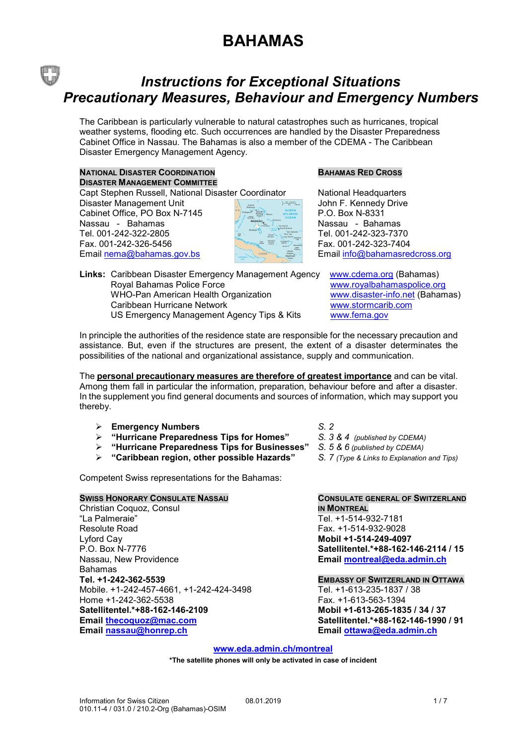# BAHAMAS

## *Instructions for Exceptional Situations*
## *Precautionary Measures, Behaviour and Emergency Numbers*

The Caribbean is particularly vulnerable to natural catastrophes such as hurricanes, tropical weather systems, flooding etc. Such occurrences are handled by the Disaster Preparedness Cabinet Office in Nassau. The Bahamas is also a member of the CDEMA - The Caribbean Disaster Emergency Management Agency.

**NATIONAL DISASTER COORDINATION**
**DISASTER MANAGEMENT COMMITTEE**
Capt Stephen Russell, National Disaster Coordinator
Disaster Management Unit
Cabinet Office, PO Box N-7145
Nassau - Bahamas
Tel. 001-242-322-2805
Fax. 001-242-326-5456
Email nema@bahamas.gov.bs

**BAHAMAS RED CROSS**
National Headquarters
John F. Kennedy Drive
P.O. Box N-8331
Nassau - Bahamas
Tel. 001-242-323-7370
Fax. 001-242-323-7404
Email info@bahamasredcross.org

**Links:**

| | |
|---|---|
| Caribbean Disaster Emergency Management Agency | www.cdema.org (Bahamas) |
| Royal Bahamas Police Force | www.royalbahamaspolice.org |
| WHO-Pan American Health Organization | www.disaster-info.net (Bahamas) |
| Caribbean Hurricane Network | www.stormcarib.com |
| US Emergency Management Agency Tips & Kits | www.fema.gov |

In principle the authorities of the residence state are responsible for the necessary precaution and assistance. But, even if the structures are present, the extent of a disaster determines the possibilities of the national and organizational assistance, supply and communication.

The **personal precautionary measures are therefore of greatest importance** and can be vital. Among them fall in particular the information, preparation, behaviour before and after a disaster. In the supplement you find general documents and sources of information, which may support you thereby.

- **Emergency Numbers** — *S. 2*
- **"Hurricane Preparedness Tips for Homes"** — *S. 3 & 4 (published by CDEMA)*
- **"Hurricane Preparedness Tips for Businesses"** — *S. 5 & 6 (published by CDEMA)*
- **"Caribbean region, other possible Hazards"** — *S. 7 (Type & Links to Explanation and Tips)*

Competent Swiss representations for the Bahamas:

**SWISS HONORARY CONSULATE NASSAU**
Christian Coquoz, Consul
"La Palmeraie"
Resolute Road
Lyford Cay
P.O. Box N-7776
Nassau, New Providence
Bahamas
**Tel. +1-242-362-5539**
Mobile. +1-242-457-4661, +1-242-424-3498
Home +1-242-362-5538
**Satellitentel.*+88-162-146-2109**
**Email thecoquoz@mac.com**
**Email nassau@honrep.ch**

**CONSULATE GENERAL OF SWITZERLAND IN MONTREAL**
Tel. +1-514-932-7181
Fax. +1-514-932-9028
**Mobil +1-514-249-4097**
**Satellitentel.*+88-162-146-2114 / 15**
**Email montreal@eda.admin.ch**

**EMBASSY OF SWITZERLAND IN OTTAWA**
Tel. +1-613-235-1837 / 38
Fax. +1-613-563-1394
**Mobil +1-613-265-1835 / 34 / 37**
**Satellitentel.*+88-162-146-1990 / 91**
**Email ottawa@eda.admin.ch**

**www.eda.admin.ch/montreal**

***The satellite phones will only be activated in case of incident**

Information for Swiss Citizen — 08.01.2019
010.11-4 / 031.0 / 210.2-Org (Bahamas)-OSIM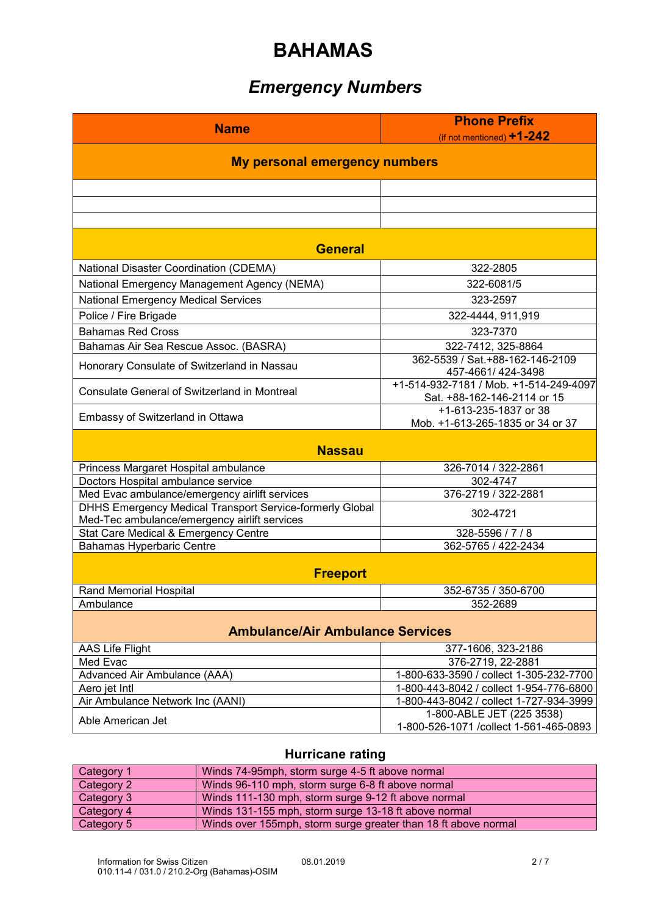# BAHAMAS

## *Emergency Numbers*

| Name | Phone Prefix (if not mentioned) **+1-242** |
|---|---|
| **My personal emergency numbers** | |
| | |
| | |
| | |
| **General** | |
| National Disaster Coordination (CDEMA) | 322-2805 |
| National Emergency Management Agency (NEMA) | 322-6081/5 |
| National Emergency Medical Services | 323-2597 |
| Police / Fire Brigade | 322-4444, 911,919 |
| Bahamas Red Cross | 323-7370 |
| Bahamas Air Sea Rescue Assoc. (BASRA) | 322-7412, 325-8864 |
| Honorary Consulate of Switzerland in Nassau | 362-5539 / Sat.+88-162-146-2109 457-4661/ 424-3498 |
| Consulate General of Switzerland in Montreal | +1-514-932-7181 / Mob. +1-514-249-4097 Sat. +88-162-146-2114 or 15 |
| Embassy of Switzerland in Ottawa | +1-613-235-1837 or 38 Mob. +1-613-265-1835 or 34 or 37 |
| **Nassau** | |
| Princess Margaret Hospital ambulance | 326-7014 / 322-2861 |
| Doctors Hospital ambulance service | 302-4747 |
| Med Evac ambulance/emergency airlift services | 376-2719 / 322-2881 |
| DHHS Emergency Medical Transport Service-formerly Global Med-Tec ambulance/emergency airlift services | 302-4721 |
| Stat Care Medical & Emergency Centre | 328-5596 / 7 / 8 |
| Bahamas Hyperbaric Centre | 362-5765 / 422-2434 |
| **Freeport** | |
| Rand Memorial Hospital | 352-6735 / 350-6700 |
| Ambulance | 352-2689 |
| **Ambulance/Air Ambulance Services** | |
| AAS Life Flight | 377-1606, 323-2186 |
| Med Evac | 376-2719, 22-2881 |
| Advanced Air Ambulance (AAA) | 1-800-633-3590 / collect 1-305-232-7700 |
| Aero jet Intl | 1-800-443-8042 / collect 1-954-776-6800 |
| Air Ambulance Network Inc (AANI) | 1-800-443-8042 / collect 1-727-934-3999 |
| Able American Jet | 1-800-ABLE JET (225 3538) 1-800-526-1071 /collect 1-561-465-0893 |

### Hurricane rating

| | |
|---|---|
| Category 1 | Winds 74-95mph, storm surge 4-5 ft above normal |
| Category 2 | Winds 96-110 mph, storm surge 6-8 ft above normal |
| Category 3 | Winds 111-130 mph, storm surge 9-12 ft above normal |
| Category 4 | Winds 131-155 mph, storm surge 13-18 ft above normal |
| Category 5 | Winds over 155mph, storm surge greater than 18 ft above normal |

Information for Swiss Citizen 08.01.2019
010.11-4 / 031.0 / 210.2-Org (Bahamas)-OSIM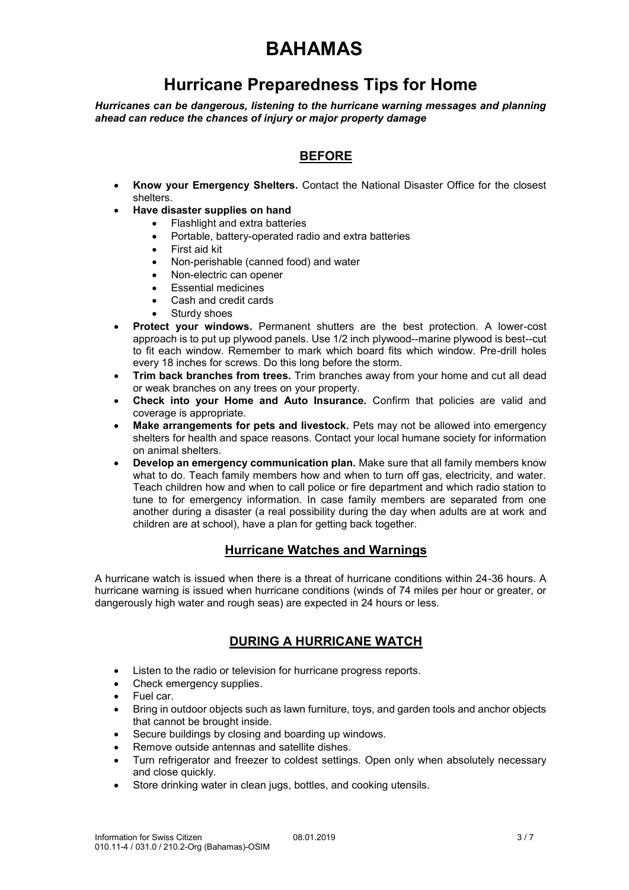# BAHAMAS

## Hurricane Preparedness Tips for Home

***Hurricanes can be dangerous, listening to the hurricane warning messages and planning ahead can reduce the chances of injury or major property damage***

### BEFORE

- **Know your Emergency Shelters.** Contact the National Disaster Office for the closest shelters.
- **Have disaster supplies on hand**
    - Flashlight and extra batteries
    - Portable, battery-operated radio and extra batteries
    - First aid kit
    - Non-perishable (canned food) and water
    - Non-electric can opener
    - Essential medicines
    - Cash and credit cards
    - Sturdy shoes
- **Protect your windows.** Permanent shutters are the best protection. A lower-cost approach is to put up plywood panels. Use 1/2 inch plywood--marine plywood is best--cut to fit each window. Remember to mark which board fits which window. Pre-drill holes every 18 inches for screws. Do this long before the storm.
- **Trim back branches from trees.** Trim branches away from your home and cut all dead or weak branches on any trees on your property.
- **Check into your Home and Auto Insurance.** Confirm that policies are valid and coverage is appropriate.
- **Make arrangements for pets and livestock.** Pets may not be allowed into emergency shelters for health and space reasons. Contact your local humane society for information on animal shelters.
- **Develop an emergency communication plan.** Make sure that all family members know what to do. Teach family members how and when to turn off gas, electricity, and water. Teach children how and when to call police or fire department and which radio station to tune to for emergency information. In case family members are separated from one another during a disaster (a real possibility during the day when adults are at work and children are at school), have a plan for getting back together.

### Hurricane Watches and Warnings

A hurricane watch is issued when there is a threat of hurricane conditions within 24-36 hours. A hurricane warning is issued when hurricane conditions (winds of 74 miles per hour or greater, or dangerously high water and rough seas) are expected in 24 hours or less.

### DURING A HURRICANE WATCH

- Listen to the radio or television for hurricane progress reports.
- Check emergency supplies.
- Fuel car.
- Bring in outdoor objects such as lawn furniture, toys, and garden tools and anchor objects that cannot be brought inside.
- Secure buildings by closing and boarding up windows.
- Remove outside antennas and satellite dishes.
- Turn refrigerator and freezer to coldest settings. Open only when absolutely necessary and close quickly.
- Store drinking water in clean jugs, bottles, and cooking utensils.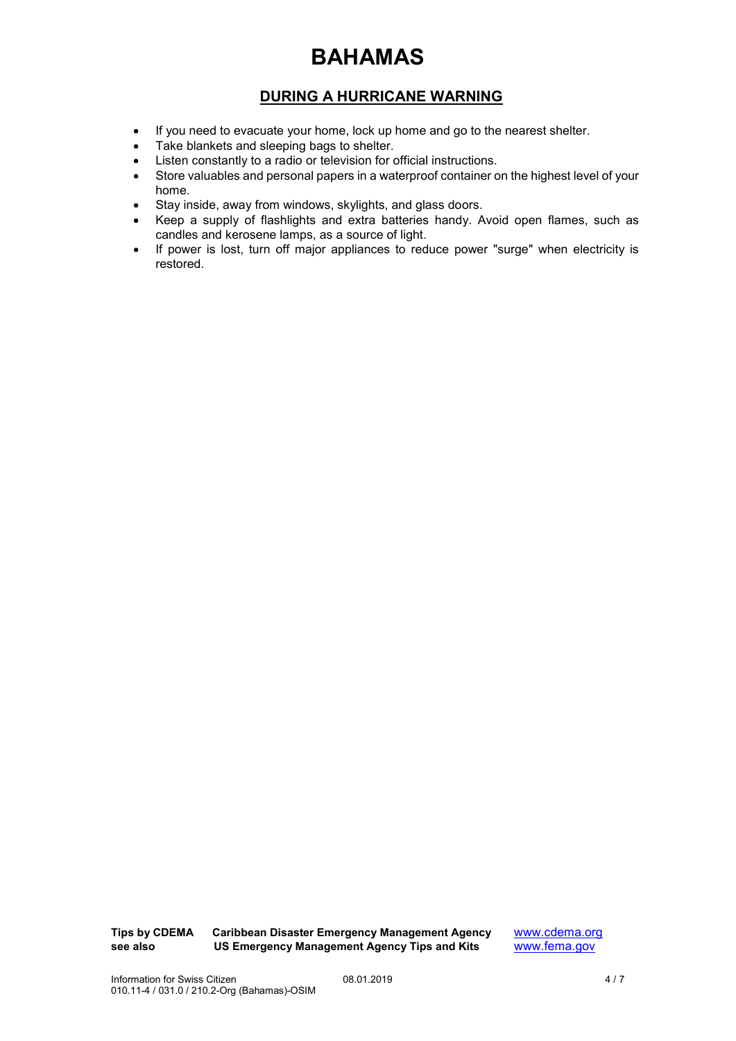# BAHAMAS

## DURING A HURRICANE WARNING

- If you need to evacuate your home, lock up home and go to the nearest shelter.
- Take blankets and sleeping bags to shelter.
- Listen constantly to a radio or television for official instructions.
- Store valuables and personal papers in a waterproof container on the highest level of your home.
- Stay inside, away from windows, skylights, and glass doors.
- Keep a supply of flashlights and extra batteries handy. Avoid open flames, such as candles and kerosene lamps, as a source of light.
- If power is lost, turn off major appliances to reduce power "surge" when electricity is restored.

**Tips by CDEMA** **Caribbean Disaster Emergency Management Agency** www.cdema.org
**see also** **US Emergency Management Agency Tips and Kits** www.fema.gov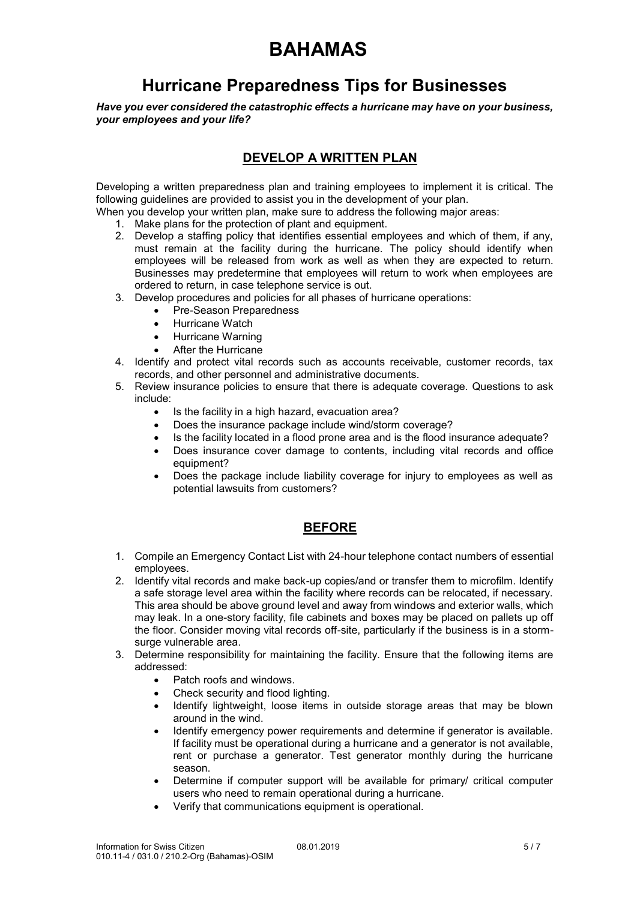# BAHAMAS

## Hurricane Preparedness Tips for Businesses

***Have you ever considered the catastrophic effects a hurricane may have on your business, your employees and your life?***

### DEVELOP A WRITTEN PLAN

Developing a written preparedness plan and training employees to implement it is critical. The following guidelines are provided to assist you in the development of your plan.
When you develop your written plan, make sure to address the following major areas:

1. Make plans for the protection of plant and equipment.
2. Develop a staffing policy that identifies essential employees and which of them, if any, must remain at the facility during the hurricane. The policy should identify when employees will be released from work as well as when they are expected to return. Businesses may predetermine that employees will return to work when employees are ordered to return, in case telephone service is out.
3. Develop procedures and policies for all phases of hurricane operations:
   - Pre-Season Preparedness
   - Hurricane Watch
   - Hurricane Warning
   - After the Hurricane
4. Identify and protect vital records such as accounts receivable, customer records, tax records, and other personnel and administrative documents.
5. Review insurance policies to ensure that there is adequate coverage. Questions to ask include:
   - Is the facility in a high hazard, evacuation area?
   - Does the insurance package include wind/storm coverage?
   - Is the facility located in a flood prone area and is the flood insurance adequate?
   - Does insurance cover damage to contents, including vital records and office equipment?
   - Does the package include liability coverage for injury to employees as well as potential lawsuits from customers?

### BEFORE

1. Compile an Emergency Contact List with 24-hour telephone contact numbers of essential employees.
2. Identify vital records and make back-up copies/and or transfer them to microfilm. Identify a safe storage level area within the facility where records can be relocated, if necessary. This area should be above ground level and away from windows and exterior walls, which may leak. In a one-story facility, file cabinets and boxes may be placed on pallets up off the floor. Consider moving vital records off-site, particularly if the business is in a storm-surge vulnerable area.
3. Determine responsibility for maintaining the facility. Ensure that the following items are addressed:
   - Patch roofs and windows.
   - Check security and flood lighting.
   - Identify lightweight, loose items in outside storage areas that may be blown around in the wind.
   - Identify emergency power requirements and determine if generator is available. If facility must be operational during a hurricane and a generator is not available, rent or purchase a generator. Test generator monthly during the hurricane season.
   - Determine if computer support will be available for primary/ critical computer users who need to remain operational during a hurricane.
   - Verify that communications equipment is operational.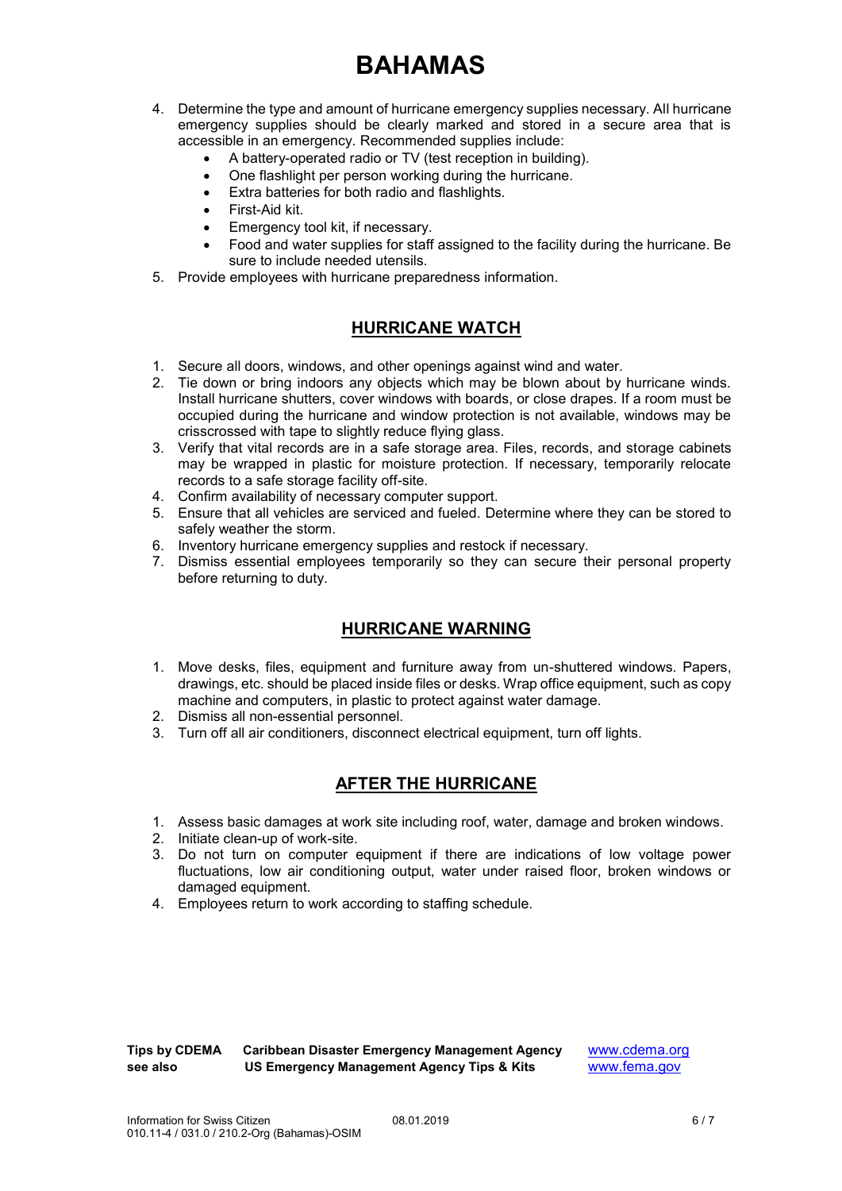# BAHAMAS

4. Determine the type and amount of hurricane emergency supplies necessary. All hurricane emergency supplies should be clearly marked and stored in a secure area that is accessible in an emergency. Recommended supplies include:
   - A battery-operated radio or TV (test reception in building).
   - One flashlight per person working during the hurricane.
   - Extra batteries for both radio and flashlights.
   - First-Aid kit.
   - Emergency tool kit, if necessary.
   - Food and water supplies for staff assigned to the facility during the hurricane. Be sure to include needed utensils.
5. Provide employees with hurricane preparedness information.

## HURRICANE WATCH

1. Secure all doors, windows, and other openings against wind and water.
2. Tie down or bring indoors any objects which may be blown about by hurricane winds. Install hurricane shutters, cover windows with boards, or close drapes. If a room must be occupied during the hurricane and window protection is not available, windows may be crisscrossed with tape to slightly reduce flying glass.
3. Verify that vital records are in a safe storage area. Files, records, and storage cabinets may be wrapped in plastic for moisture protection. If necessary, temporarily relocate records to a safe storage facility off-site.
4. Confirm availability of necessary computer support.
5. Ensure that all vehicles are serviced and fueled. Determine where they can be stored to safely weather the storm.
6. Inventory hurricane emergency supplies and restock if necessary.
7. Dismiss essential employees temporarily so they can secure their personal property before returning to duty.

## HURRICANE WARNING

1. Move desks, files, equipment and furniture away from un-shuttered windows. Papers, drawings, etc. should be placed inside files or desks. Wrap office equipment, such as copy machine and computers, in plastic to protect against water damage.
2. Dismiss all non-essential personnel.
3. Turn off all air conditioners, disconnect electrical equipment, turn off lights.

## AFTER THE HURRICANE

1. Assess basic damages at work site including roof, water, damage and broken windows.
2. Initiate clean-up of work-site.
3. Do not turn on computer equipment if there are indications of low voltage power fluctuations, low air conditioning output, water under raised floor, broken windows or damaged equipment.
4. Employees return to work according to staffing schedule.

**Tips by CDEMA** **Caribbean Disaster Emergency Management Agency** www.cdema.org
**see also** **US Emergency Management Agency Tips & Kits** www.fema.gov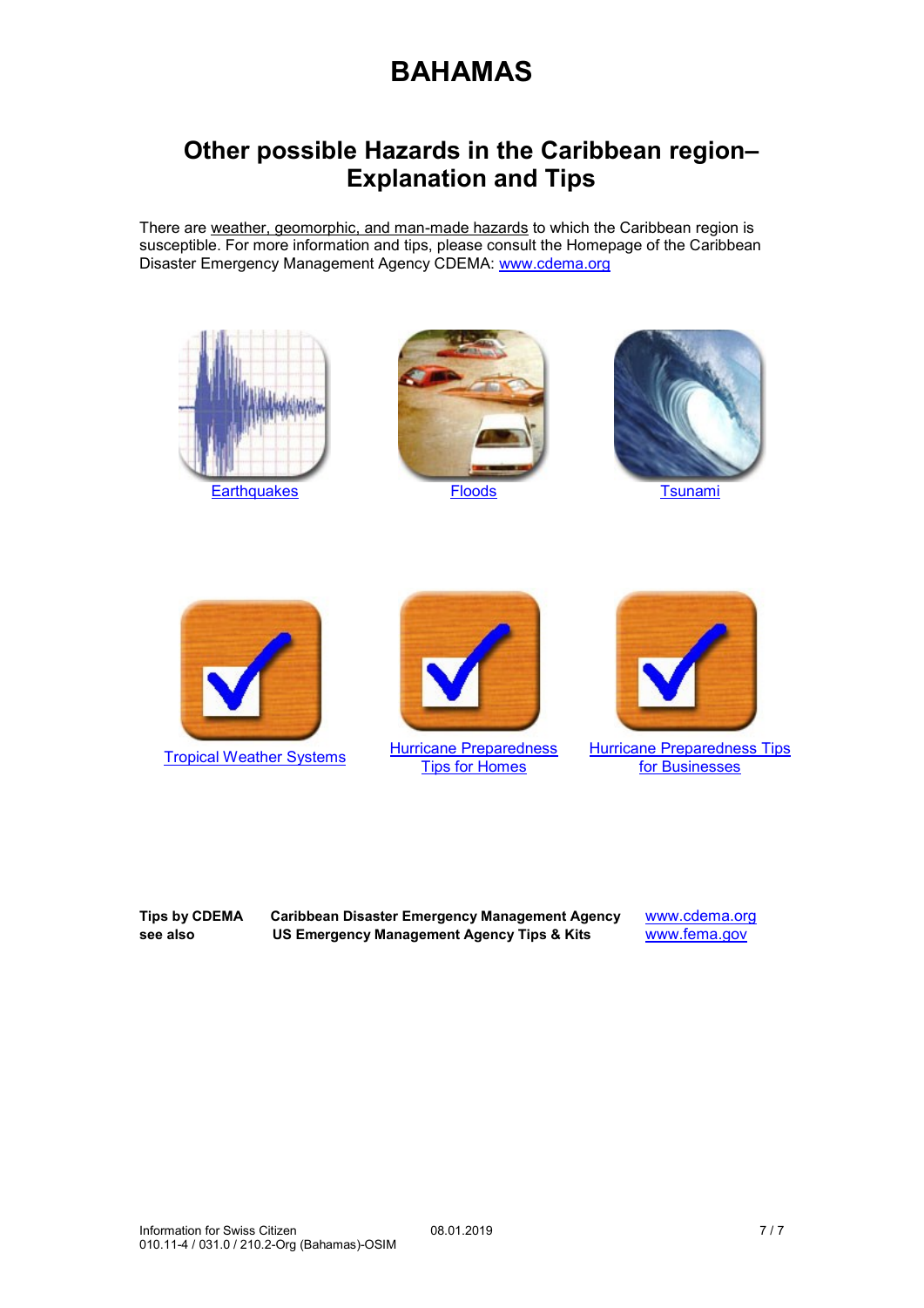# BAHAMAS

## Other possible Hazards in the Caribbean region– Explanation and Tips

There are weather, geomorphic, and man-made hazards to which the Caribbean region is susceptible. For more information and tips, please consult the Homepage of the Caribbean Disaster Emergency Management Agency CDEMA: www.cdema.org

Earthquakes

Floods

Tsunami

Tropical Weather Systems

Hurricane Preparedness Tips for Homes

Hurricane Preparedness Tips for Businesses

| | | |
|---|---|---|
| **Tips by CDEMA** | **Caribbean Disaster Emergency Management Agency** | www.cdema.org |
| **see also** | **US Emergency Management Agency Tips & Kits** | www.fema.gov |